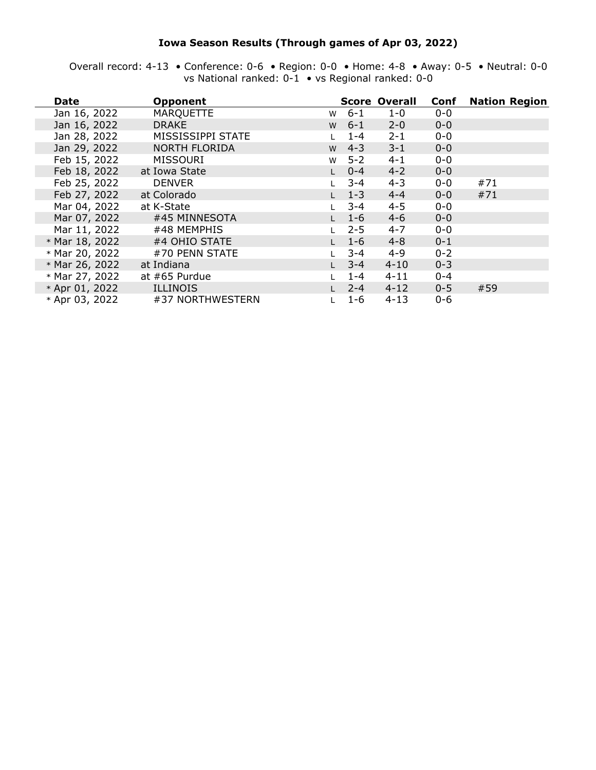# Iowa Season Results (Through games of Apr 03, 2022)

Overall record: 4-13 • Conference: 0-6 • Region: 0-0 • Home: 4-8 • Away: 0-5 • Neutral: 0-0
vs National ranked: 0-1 • vs Regional ranked: 0-0

| Date | Opponent | | Score | Overall | Conf | Nation | Region |
|---|---|---|---|---|---|---|---|
| Jan 16, 2022 | MARQUETTE | W | 6-1 | 1-0 | 0-0 | | |
| Jan 16, 2022 | DRAKE | W | 6-1 | 2-0 | 0-0 | | |
| Jan 28, 2022 | MISSISSIPPI STATE | L | 1-4 | 2-1 | 0-0 | | |
| Jan 29, 2022 | NORTH FLORIDA | W | 4-3 | 3-1 | 0-0 | | |
| Feb 15, 2022 | MISSOURI | W | 5-2 | 4-1 | 0-0 | | |
| Feb 18, 2022 | at Iowa State | L | 0-4 | 4-2 | 0-0 | | |
| Feb 25, 2022 | DENVER | L | 3-4 | 4-3 | 0-0 | #71 | |
| Feb 27, 2022 | at Colorado | L | 1-3 | 4-4 | 0-0 | #71 | |
| Mar 04, 2022 | at K-State | L | 3-4 | 4-5 | 0-0 | | |
| Mar 07, 2022 | #45 MINNESOTA | L | 1-6 | 4-6 | 0-0 | | |
| Mar 11, 2022 | #48 MEMPHIS | L | 2-5 | 4-7 | 0-0 | | |
| * Mar 18, 2022 | #4 OHIO STATE | L | 1-6 | 4-8 | 0-1 | | |
| * Mar 20, 2022 | #70 PENN STATE | L | 3-4 | 4-9 | 0-2 | | |
| * Mar 26, 2022 | at Indiana | L | 3-4 | 4-10 | 0-3 | | |
| * Mar 27, 2022 | at #65 Purdue | L | 1-4 | 4-11 | 0-4 | | |
| * Apr 01, 2022 | ILLINOIS | L | 2-4 | 4-12 | 0-5 | #59 | |
| * Apr 03, 2022 | #37 NORTHWESTERN | L | 1-6 | 4-13 | 0-6 | | |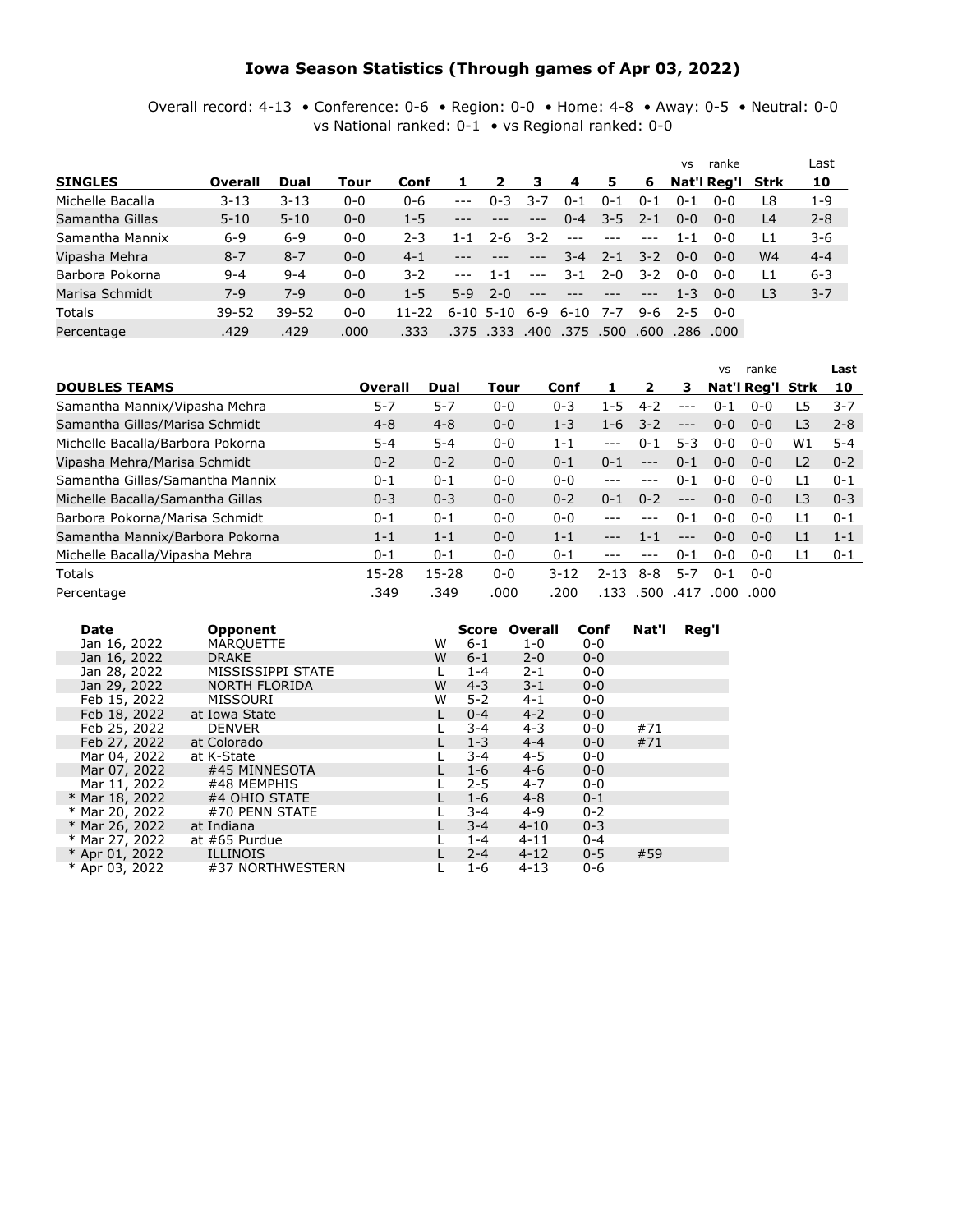# Iowa Season Statistics (Through games of Apr 03, 2022)

Overall record: 4-13 • Conference: 0-6 • Region: 0-0 • Home: 4-8 • Away: 0-5 • Neutral: 0-0
vs National ranked: 0-1 • vs Regional ranked: 0-0

| SINGLES | Overall | Dual | Tour | Conf | 1 | 2 | 3 | 4 | 5 | 6 | vs ranke Nat'l | Reg'l | Strk | Last 10 |
|---|---|---|---|---|---|---|---|---|---|---|---|---|---|---|
| Michelle Bacalla | 3-13 | 3-13 | 0-0 | 0-6 | --- | 0-3 | 3-7 | 0-1 | 0-1 | 0-1 | 0-1 | 0-0 | L8 | 1-9 |
| Samantha Gillas | 5-10 | 5-10 | 0-0 | 1-5 | --- | --- | --- | 0-4 | 3-5 | 2-1 | 0-0 | 0-0 | L4 | 2-8 |
| Samantha Mannix | 6-9 | 6-9 | 0-0 | 2-3 | 1-1 | 2-6 | 3-2 | --- | --- | --- | 1-1 | 0-0 | L1 | 3-6 |
| Vipasha Mehra | 8-7 | 8-7 | 0-0 | 4-1 | --- | --- | --- | 3-4 | 2-1 | 3-2 | 0-0 | 0-0 | W4 | 4-4 |
| Barbora Pokorna | 9-4 | 9-4 | 0-0 | 3-2 | --- | 1-1 | --- | 3-1 | 2-0 | 3-2 | 0-0 | 0-0 | L1 | 6-3 |
| Marisa Schmidt | 7-9 | 7-9 | 0-0 | 1-5 | 5-9 | 2-0 | --- | --- | --- | --- | 1-3 | 0-0 | L3 | 3-7 |
| Totals | 39-52 | 39-52 | 0-0 | 11-22 | 6-10 | 5-10 | 6-9 | 6-10 | 7-7 | 9-6 | 2-5 | 0-0 | | |
| Percentage | .429 | .429 | .000 | .333 | .375 | .333 | .400 | .375 | .500 | .600 | .286 | .000 | | |

| DOUBLES TEAMS | Overall | Dual | Tour | Conf | 1 | 2 | 3 | vs ranke Nat'l | Reg'l | Strk | Last 10 |
|---|---|---|---|---|---|---|---|---|---|---|---|
| Samantha Mannix/Vipasha Mehra | 5-7 | 5-7 | 0-0 | 0-3 | 1-5 | 4-2 | --- | 0-1 | 0-0 | L5 | 3-7 |
| Samantha Gillas/Marisa Schmidt | 4-8 | 4-8 | 0-0 | 1-3 | 1-6 | 3-2 | --- | 0-0 | 0-0 | L3 | 2-8 |
| Michelle Bacalla/Barbora Pokorna | 5-4 | 5-4 | 0-0 | 1-1 | --- | 0-1 | 5-3 | 0-0 | 0-0 | W1 | 5-4 |
| Vipasha Mehra/Marisa Schmidt | 0-2 | 0-2 | 0-0 | 0-1 | 0-1 | --- | 0-1 | 0-0 | 0-0 | L2 | 0-2 |
| Samantha Gillas/Samantha Mannix | 0-1 | 0-1 | 0-0 | 0-0 | --- | --- | 0-1 | 0-0 | 0-0 | L1 | 0-1 |
| Michelle Bacalla/Samantha Gillas | 0-3 | 0-3 | 0-0 | 0-2 | 0-1 | 0-2 | --- | 0-0 | 0-0 | L3 | 0-3 |
| Barbora Pokorna/Marisa Schmidt | 0-1 | 0-1 | 0-0 | 0-0 | --- | --- | 0-1 | 0-0 | 0-0 | L1 | 0-1 |
| Samantha Mannix/Barbora Pokorna | 1-1 | 1-1 | 0-0 | 1-1 | --- | 1-1 | --- | 0-0 | 0-0 | L1 | 1-1 |
| Michelle Bacalla/Vipasha Mehra | 0-1 | 0-1 | 0-0 | 0-1 | --- | --- | 0-1 | 0-0 | 0-0 | L1 | 0-1 |
| Totals | 15-28 | 15-28 | 0-0 | 3-12 | 2-13 | 8-8 | 5-7 | 0-1 | 0-0 | | |
| Percentage | .349 | .349 | .000 | .200 | .133 | .500 | .417 | .000 | .000 | | |

| Date | Opponent | | Score | Overall | Conf | Nat'l | Reg'l |
|---|---|---|---|---|---|---|---|
| Jan 16, 2022 | MARQUETTE | W | 6-1 | 1-0 | 0-0 | | |
| Jan 16, 2022 | DRAKE | W | 6-1 | 2-0 | 0-0 | | |
| Jan 28, 2022 | MISSISSIPPI STATE | L | 1-4 | 2-1 | 0-0 | | |
| Jan 29, 2022 | NORTH FLORIDA | W | 4-3 | 3-1 | 0-0 | | |
| Feb 15, 2022 | MISSOURI | W | 5-2 | 4-1 | 0-0 | | |
| Feb 18, 2022 | at Iowa State | L | 0-4 | 4-2 | 0-0 | | |
| Feb 25, 2022 | DENVER | L | 3-4 | 4-3 | 0-0 | #71 | |
| Feb 27, 2022 | at Colorado | L | 1-3 | 4-4 | 0-0 | #71 | |
| Mar 04, 2022 | at K-State | L | 3-4 | 4-5 | 0-0 | | |
| Mar 07, 2022 | #45 MINNESOTA | L | 1-6 | 4-6 | 0-0 | | |
| Mar 11, 2022 | #48 MEMPHIS | L | 2-5 | 4-7 | 0-0 | | |
| * Mar 18, 2022 | #4 OHIO STATE | L | 1-6 | 4-8 | 0-1 | | |
| * Mar 20, 2022 | #70 PENN STATE | L | 3-4 | 4-9 | 0-2 | | |
| * Mar 26, 2022 | at Indiana | L | 3-4 | 4-10 | 0-3 | | |
| * Mar 27, 2022 | at #65 Purdue | L | 1-4 | 4-11 | 0-4 | | |
| * Apr 01, 2022 | ILLINOIS | L | 2-4 | 4-12 | 0-5 | #59 | |
| * Apr 03, 2022 | #37 NORTHWESTERN | L | 1-6 | 4-13 | 0-6 | | |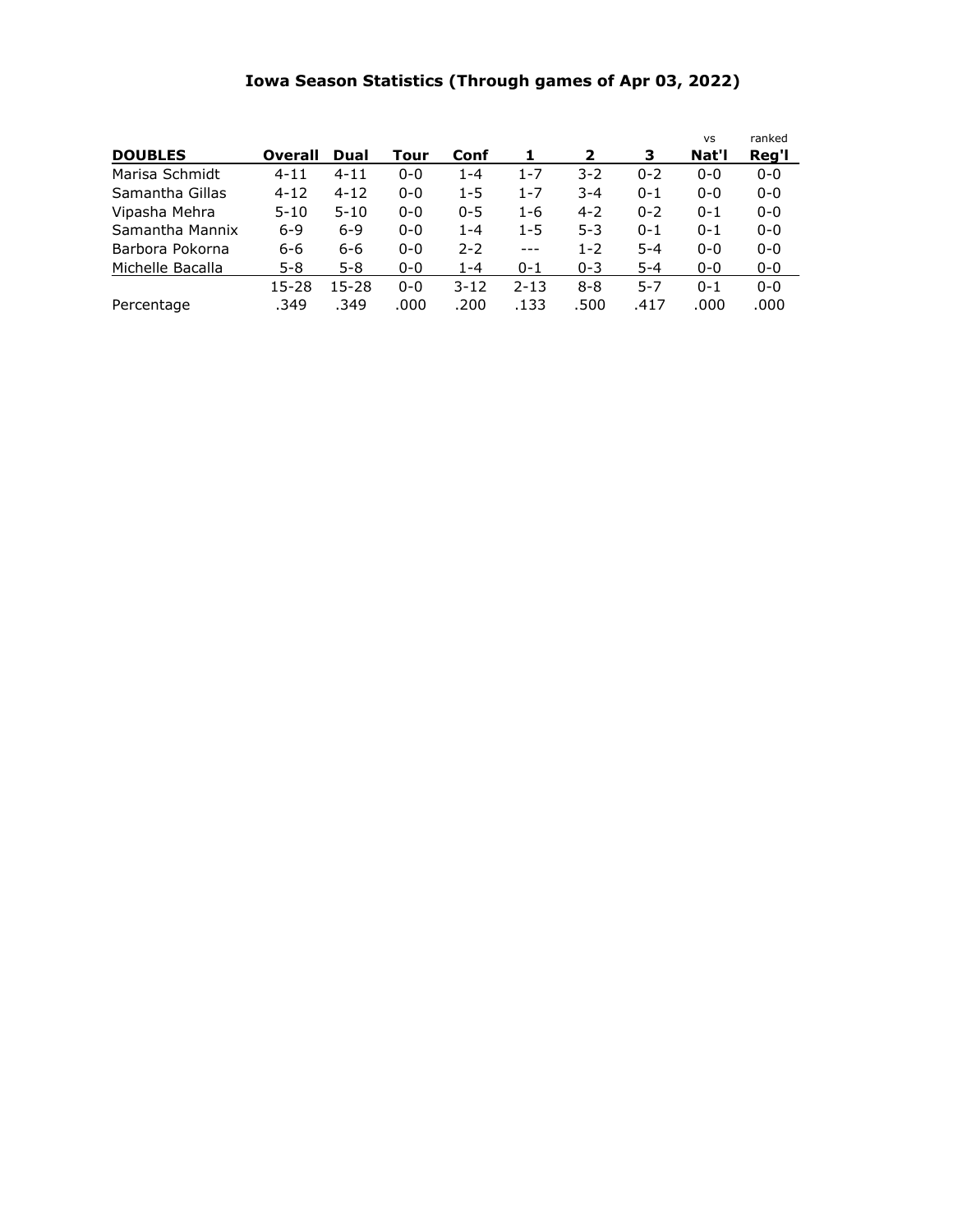# Iowa Season Statistics (Through games of Apr 03, 2022)

| DOUBLES | Overall | Dual | Tour | Conf | 1 | 2 | 3 | vs Nat'l | ranked Reg'l |
|---|---|---|---|---|---|---|---|---|---|
| Marisa Schmidt | 4-11 | 4-11 | 0-0 | 1-4 | 1-7 | 3-2 | 0-2 | 0-0 | 0-0 |
| Samantha Gillas | 4-12 | 4-12 | 0-0 | 1-5 | 1-7 | 3-4 | 0-1 | 0-0 | 0-0 |
| Vipasha Mehra | 5-10 | 5-10 | 0-0 | 0-5 | 1-6 | 4-2 | 0-2 | 0-1 | 0-0 |
| Samantha Mannix | 6-9 | 6-9 | 0-0 | 1-4 | 1-5 | 5-3 | 0-1 | 0-1 | 0-0 |
| Barbora Pokorna | 6-6 | 6-6 | 0-0 | 2-2 | --- | 1-2 | 5-4 | 0-0 | 0-0 |
| Michelle Bacalla | 5-8 | 5-8 | 0-0 | 1-4 | 0-1 | 0-3 | 5-4 | 0-0 | 0-0 |
| | 15-28 | 15-28 | 0-0 | 3-12 | 2-13 | 8-8 | 5-7 | 0-1 | 0-0 |
| Percentage | .349 | .349 | .000 | .200 | .133 | .500 | .417 | .000 | .000 |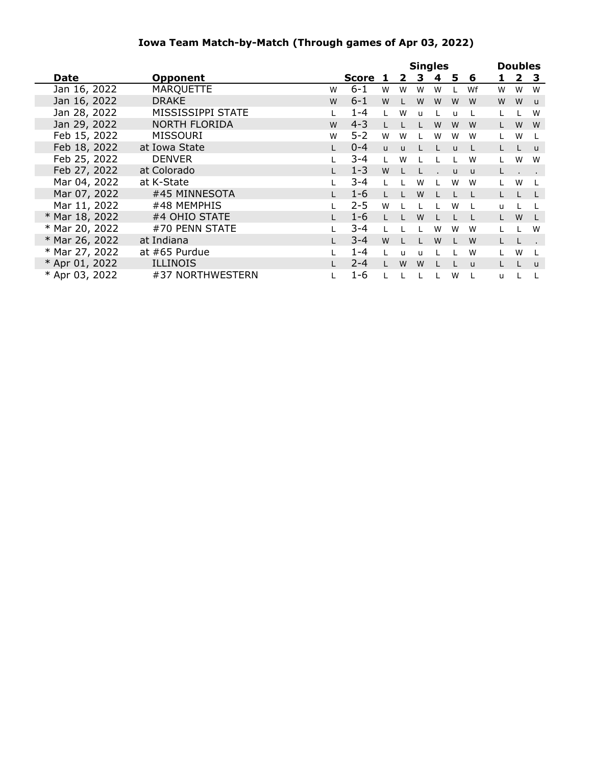## Iowa Team Match-by-Match (Through games of Apr 03, 2022)

| Date | Opponent | | Score | Singles 1 | 2 | 3 | 4 | 5 | 6 | Doubles 1 | 2 | 3 |
|---|---|---|---|---|---|---|---|---|---|---|---|---|
| Jan 16, 2022 | MARQUETTE | W | 6-1 | W | W | W | W | L | Wf | W | W | W |
| Jan 16, 2022 | DRAKE | W | 6-1 | W | L | W | W | W | W | W | W | u |
| Jan 28, 2022 | MISSISSIPPI STATE | L | 1-4 | L | W | u | L | u | L | L | L | W |
| Jan 29, 2022 | NORTH FLORIDA | W | 4-3 | L | L | L | W | W | W | L | W | W |
| Feb 15, 2022 | MISSOURI | W | 5-2 | W | W | L | W | W | W | L | W | L |
| Feb 18, 2022 | at Iowa State | L | 0-4 | u | u | L | L | u | L | L | L | u |
| Feb 25, 2022 | DENVER | L | 3-4 | L | W | L | L | L | W | L | W | W |
| Feb 27, 2022 | at Colorado | L | 1-3 | W | L | L | . | u | u | L | . | . |
| Mar 04, 2022 | at K-State | L | 3-4 | L | L | W | L | W | W | L | W | L |
| Mar 07, 2022 | #45 MINNESOTA | L | 1-6 | L | L | W | L | L | L | L | L | L |
| Mar 11, 2022 | #48 MEMPHIS | L | 2-5 | W | L | L | L | W | L | u | L | L |
| * Mar 18, 2022 | #4 OHIO STATE | L | 1-6 | L | L | W | L | L | L | L | W | L |
| * Mar 20, 2022 | #70 PENN STATE | L | 3-4 | L | L | L | W | W | W | L | L | W |
| * Mar 26, 2022 | at Indiana | L | 3-4 | W | L | L | W | L | W | L | L | . |
| * Mar 27, 2022 | at #65 Purdue | L | 1-4 | L | u | u | L | L | W | L | W | L |
| * Apr 01, 2022 | ILLINOIS | L | 2-4 | L | W | W | L | L | u | L | L | u |
| * Apr 03, 2022 | #37 NORTHWESTERN | L | 1-6 | L | L | L | L | W | L | u | L | L |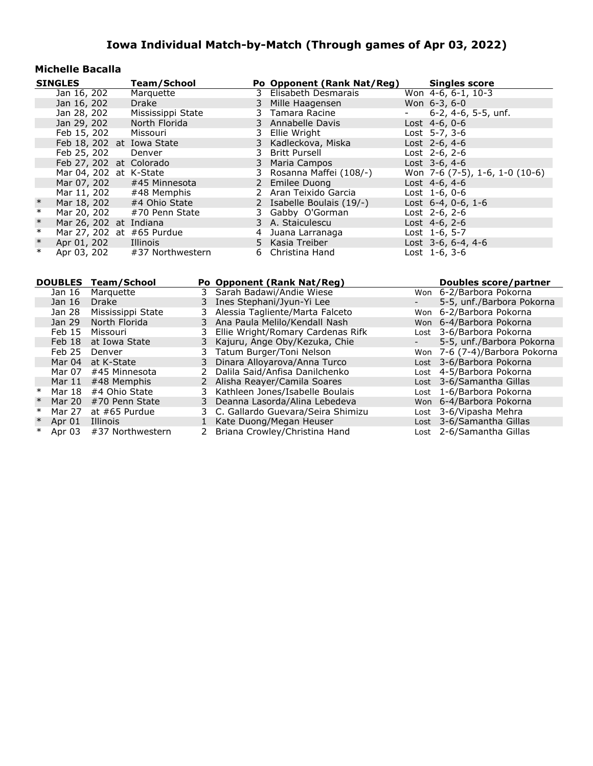# Iowa Individual Match-by-Match (Through games of Apr 03, 2022)

## Michelle Bacalla

| | SINGLES | | Team/School | Po | Opponent (Rank Nat/Reg) | | Singles score |
|---|---|---|---|---|---|---|---|
| | Jan 16, 202 | | Marquette | 3 | Elisabeth Desmarais | Won | 4-6, 6-1, 10-3 |
| | Jan 16, 202 | | Drake | 3 | Mille Haagensen | Won | 6-3, 6-0 |
| | Jan 28, 202 | | Mississippi State | 3 | Tamara Racine | - | 6-2, 4-6, 5-5, unf. |
| | Jan 29, 202 | | North Florida | 3 | Annabelle Davis | Lost | 4-6, 0-6 |
| | Feb 15, 202 | | Missouri | 3 | Ellie Wright | Lost | 5-7, 3-6 |
| | Feb 18, 202 | at | Iowa State | 3 | Kadleckova, Miska | Lost | 2-6, 4-6 |
| | Feb 25, 202 | | Denver | 3 | Britt Pursell | Lost | 2-6, 2-6 |
| | Feb 27, 202 | at | Colorado | 3 | Maria Campos | Lost | 3-6, 4-6 |
| | Mar 04, 202 | at | K-State | 3 | Rosanna Maffei (108/-) | Won | 7-6 (7-5), 1-6, 1-0 (10-6) |
| | Mar 07, 202 | | #45 Minnesota | 2 | Emilee Duong | Lost | 4-6, 4-6 |
| | Mar 11, 202 | | #48 Memphis | 2 | Aran Teixido Garcia | Lost | 1-6, 0-6 |
| * | Mar 18, 202 | | #4 Ohio State | 2 | Isabelle Boulais (19/-) | Lost | 6-4, 0-6, 1-6 |
| * | Mar 20, 202 | | #70 Penn State | 3 | Gabby O'Gorman | Lost | 2-6, 2-6 |
| * | Mar 26, 202 | at | Indiana | 3 | A. Staiculescu | Lost | 4-6, 2-6 |
| * | Mar 27, 202 | at | #65 Purdue | 4 | Juana Larranaga | Lost | 1-6, 5-7 |
| * | Apr 01, 202 | | Illinois | 5 | Kasia Treiber | Lost | 3-6, 6-4, 4-6 |
| * | Apr 03, 202 | | #37 Northwestern | 6 | Christina Hand | Lost | 1-6, 3-6 |

| | DOUBLES | Team/School | Po | Opponent (Rank Nat/Reg) | | Doubles score/partner |
|---|---|---|---|---|---|---|
| | Jan 16 | Marquette | 3 | Sarah Badawi/Andie Wiese | Won | 6-2/Barbora Pokorna |
| | Jan 16 | Drake | 3 | Ines Stephani/Jyun-Yi Lee | - | 5-5, unf./Barbora Pokorna |
| | Jan 28 | Mississippi State | 3 | Alessia Tagliente/Marta Falceto | Won | 6-2/Barbora Pokorna |
| | Jan 29 | North Florida | 3 | Ana Paula Melilo/Kendall Nash | Won | 6-4/Barbora Pokorna |
| | Feb 15 | Missouri | 3 | Ellie Wright/Romary Cardenas Rifk | Lost | 3-6/Barbora Pokorna |
| | Feb 18 | at Iowa State | 3 | Kajuru, Ange Oby/Kezuka, Chie | - | 5-5, unf./Barbora Pokorna |
| | Feb 25 | Denver | 3 | Tatum Burger/Toni Nelson | Won | 7-6 (7-4)/Barbora Pokorna |
| | Mar 04 | at K-State | 3 | Dinara Alloyarova/Anna Turco | Lost | 3-6/Barbora Pokorna |
| | Mar 07 | #45 Minnesota | 2 | Dalila Said/Anfisa Danilchenko | Lost | 4-5/Barbora Pokorna |
| | Mar 11 | #48 Memphis | 2 | Alisha Reayer/Camila Soares | Lost | 3-6/Samantha Gillas |
| * | Mar 18 | #4 Ohio State | 3 | Kathleen Jones/Isabelle Boulais | Lost | 1-6/Barbora Pokorna |
| * | Mar 20 | #70 Penn State | 3 | Deanna Lasorda/Alina Lebedeva | Won | 6-4/Barbora Pokorna |
| * | Mar 27 | at #65 Purdue | 3 | C. Gallardo Guevara/Seira Shimizu | Lost | 3-6/Vipasha Mehra |
| * | Apr 01 | Illinois | 1 | Kate Duong/Megan Heuser | Lost | 3-6/Samantha Gillas |
| * | Apr 03 | #37 Northwestern | 2 | Briana Crowley/Christina Hand | Lost | 2-6/Samantha Gillas |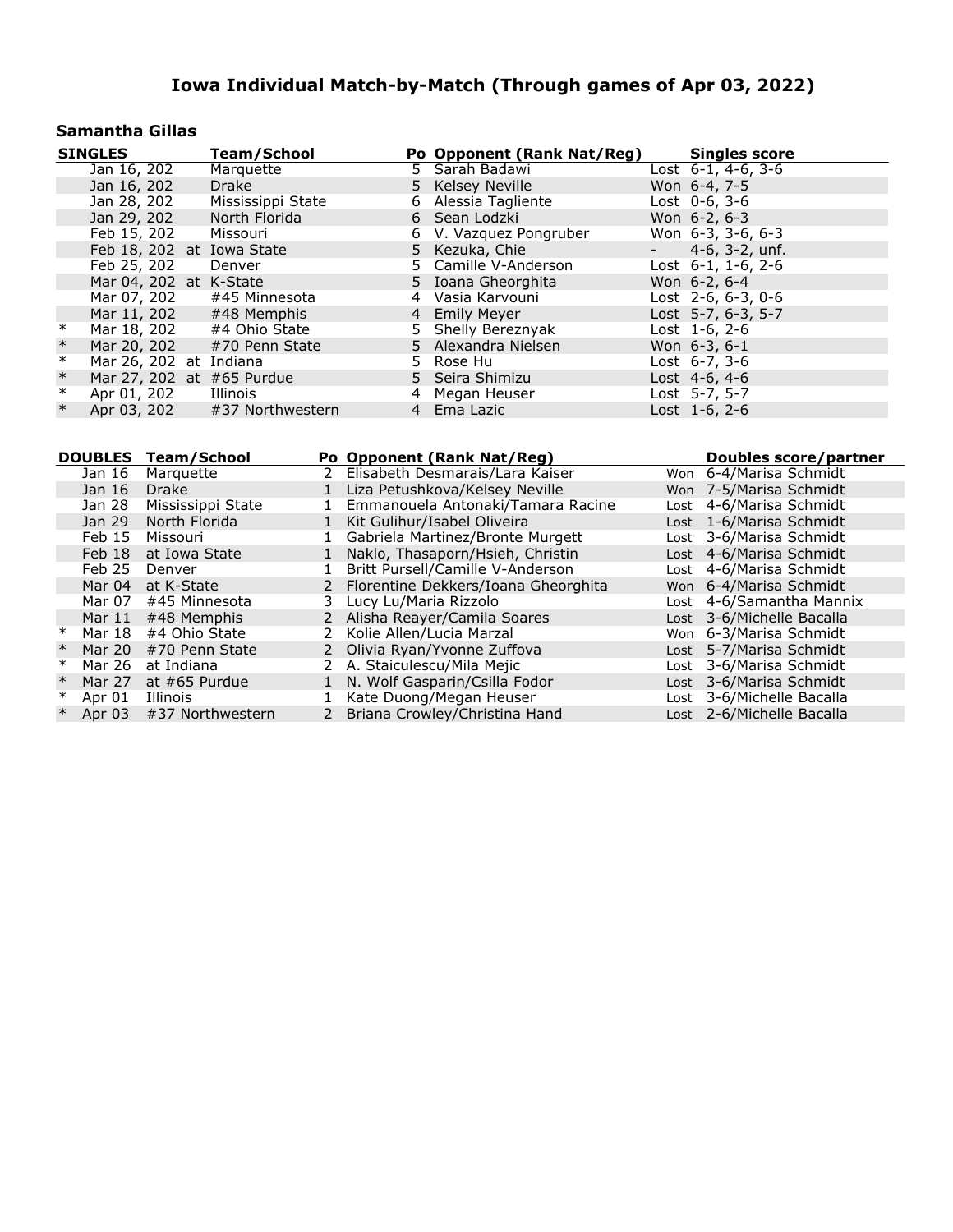# Iowa Individual Match-by-Match (Through games of Apr 03, 2022)

## Samantha Gillas

| SINGLES | | Team/School | Po | Opponent (Rank Nat/Reg) | Singles score |
|---|---|---|---|---|---|
| | Jan 16, 202 | Marquette | 5 | Sarah Badawi | Lost 6-1, 4-6, 3-6 |
| | Jan 16, 202 | Drake | 5 | Kelsey Neville | Won 6-4, 7-5 |
| | Jan 28, 202 | Mississippi State | 6 | Alessia Tagliente | Lost 0-6, 3-6 |
| | Jan 29, 202 | North Florida | 6 | Sean Lodzki | Won 6-2, 6-3 |
| | Feb 15, 202 | Missouri | 6 | V. Vazquez Pongruber | Won 6-3, 3-6, 6-3 |
| | Feb 18, 202 | at Iowa State | 5 | Kezuka, Chie | - 4-6, 3-2, unf. |
| | Feb 25, 202 | Denver | 5 | Camille V-Anderson | Lost 6-1, 1-6, 2-6 |
| | Mar 04, 202 | at K-State | 5 | Ioana Gheorghita | Won 6-2, 6-4 |
| | Mar 07, 202 | #45 Minnesota | 4 | Vasia Karvouni | Lost 2-6, 6-3, 0-6 |
| | Mar 11, 202 | #48 Memphis | 4 | Emily Meyer | Lost 5-7, 6-3, 5-7 |
| * | Mar 18, 202 | #4 Ohio State | 5 | Shelly Bereznyak | Lost 1-6, 2-6 |
| * | Mar 20, 202 | #70 Penn State | 5 | Alexandra Nielsen | Won 6-3, 6-1 |
| * | Mar 26, 202 | at Indiana | 5 | Rose Hu | Lost 6-7, 3-6 |
| * | Mar 27, 202 | at #65 Purdue | 5 | Seira Shimizu | Lost 4-6, 4-6 |
| * | Apr 01, 202 | Illinois | 4 | Megan Heuser | Lost 5-7, 5-7 |
| * | Apr 03, 202 | #37 Northwestern | 4 | Ema Lazic | Lost 1-6, 2-6 |

| DOUBLES | | Team/School | Po | Opponent (Rank Nat/Reg) | | Doubles score/partner |
|---|---|---|---|---|---|---|
| | Jan 16 | Marquette | 2 | Elisabeth Desmarais/Lara Kaiser | Won | 6-4/Marisa Schmidt |
| | Jan 16 | Drake | 1 | Liza Petushkova/Kelsey Neville | Won | 7-5/Marisa Schmidt |
| | Jan 28 | Mississippi State | 1 | Emmanouela Antonaki/Tamara Racine | Lost | 4-6/Marisa Schmidt |
| | Jan 29 | North Florida | 1 | Kit Gulihur/Isabel Oliveira | Lost | 1-6/Marisa Schmidt |
| | Feb 15 | Missouri | 1 | Gabriela Martinez/Bronte Murgett | Lost | 3-6/Marisa Schmidt |
| | Feb 18 | at Iowa State | 1 | Naklo, Thasaporn/Hsieh, Christin | Lost | 4-6/Marisa Schmidt |
| | Feb 25 | Denver | 1 | Britt Pursell/Camille V-Anderson | Lost | 4-6/Marisa Schmidt |
| | Mar 04 | at K-State | 2 | Florentine Dekkers/Ioana Gheorghita | Won | 6-4/Marisa Schmidt |
| | Mar 07 | #45 Minnesota | 3 | Lucy Lu/Maria Rizzolo | Lost | 4-6/Samantha Mannix |
| | Mar 11 | #48 Memphis | 2 | Alisha Reayer/Camila Soares | Lost | 3-6/Michelle Bacalla |
| * | Mar 18 | #4 Ohio State | 2 | Kolie Allen/Lucia Marzal | Won | 6-3/Marisa Schmidt |
| * | Mar 20 | #70 Penn State | 2 | Olivia Ryan/Yvonne Zuffova | Lost | 5-7/Marisa Schmidt |
| * | Mar 26 | at Indiana | 2 | A. Staiculescu/Mila Mejic | Lost | 3-6/Marisa Schmidt |
| * | Mar 27 | at #65 Purdue | 1 | N. Wolf Gasparin/Csilla Fodor | Lost | 3-6/Marisa Schmidt |
| * | Apr 01 | Illinois | 1 | Kate Duong/Megan Heuser | Lost | 3-6/Michelle Bacalla |
| * | Apr 03 | #37 Northwestern | 2 | Briana Crowley/Christina Hand | Lost | 2-6/Michelle Bacalla |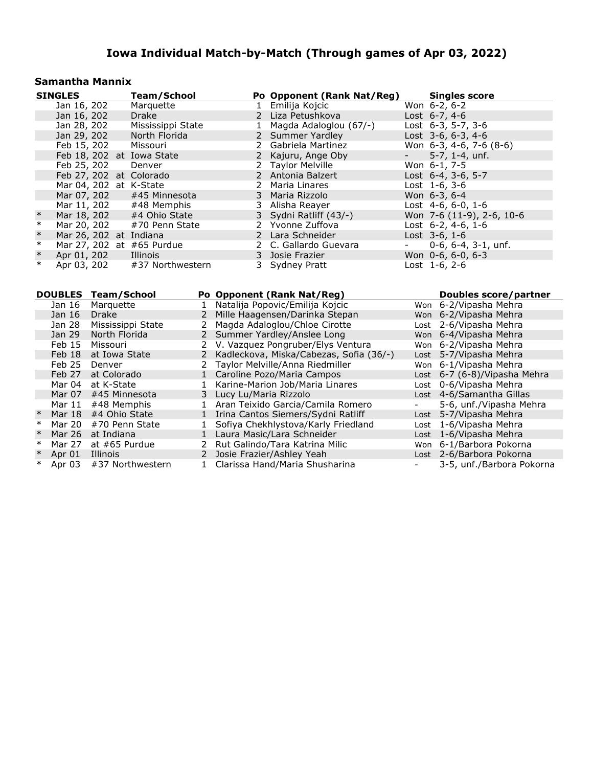# Iowa Individual Match-by-Match (Through games of Apr 03, 2022)

## Samantha Mannix

| SINGLES | | Team/School | Po | Opponent (Rank Nat/Reg) | Singles score |
|---|---|---|---|---|---|
| | Jan 16, 202 | Marquette | 1 | Emilija Kojcic | Won 6-2, 6-2 |
| | Jan 16, 202 | Drake | 2 | Liza Petushkova | Lost 6-7, 4-6 |
| | Jan 28, 202 | Mississippi State | 1 | Magda Adaloglou (67/-) | Lost 6-3, 5-7, 3-6 |
| | Jan 29, 202 | North Florida | 2 | Summer Yardley | Lost 3-6, 6-3, 4-6 |
| | Feb 15, 202 | Missouri | 2 | Gabriela Martinez | Won 6-3, 4-6, 7-6 (8-6) |
| | Feb 18, 202 | at Iowa State | 2 | Kajuru, Ange Oby | - 5-7, 1-4, unf. |
| | Feb 25, 202 | Denver | 2 | Taylor Melville | Won 6-1, 7-5 |
| | Feb 27, 202 | at Colorado | 2 | Antonia Balzert | Lost 6-4, 3-6, 5-7 |
| | Mar 04, 202 | at K-State | 2 | Maria Linares | Lost 1-6, 3-6 |
| | Mar 07, 202 | #45 Minnesota | 3 | Maria Rizzolo | Won 6-3, 6-4 |
| | Mar 11, 202 | #48 Memphis | 3 | Alisha Reayer | Lost 4-6, 6-0, 1-6 |
| * | Mar 18, 202 | #4 Ohio State | 3 | Sydni Ratliff (43/-) | Won 7-6 (11-9), 2-6, 10-6 |
| * | Mar 20, 202 | #70 Penn State | 2 | Yvonne Zuffova | Lost 6-2, 4-6, 1-6 |
| * | Mar 26, 202 | at Indiana | 2 | Lara Schneider | Lost 3-6, 1-6 |
| * | Mar 27, 202 | at #65 Purdue | 2 | C. Gallardo Guevara | - 0-6, 6-4, 3-1, unf. |
| * | Apr 01, 202 | Illinois | 3 | Josie Frazier | Won 0-6, 6-0, 6-3 |
| * | Apr 03, 202 | #37 Northwestern | 3 | Sydney Pratt | Lost 1-6, 2-6 |

| DOUBLES | | Team/School | Po | Opponent (Rank Nat/Reg) | | Doubles score/partner |
|---|---|---|---|---|---|---|
| | Jan 16 | Marquette | 1 | Natalija Popovic/Emilija Kojcic | Won | 6-2/Vipasha Mehra |
| | Jan 16 | Drake | 2 | Mille Haagensen/Darinka Stepan | Won | 6-2/Vipasha Mehra |
| | Jan 28 | Mississippi State | 2 | Magda Adaloglou/Chloe Cirotte | Lost | 2-6/Vipasha Mehra |
| | Jan 29 | North Florida | 2 | Summer Yardley/Anslee Long | Won | 6-4/Vipasha Mehra |
| | Feb 15 | Missouri | 2 | V. Vazquez Pongruber/Elys Ventura | Won | 6-2/Vipasha Mehra |
| | Feb 18 | at Iowa State | 2 | Kadleckova, Miska/Cabezas, Sofia (36/-) | Lost | 5-7/Vipasha Mehra |
| | Feb 25 | Denver | 2 | Taylor Melville/Anna Riedmiller | Won | 6-1/Vipasha Mehra |
| | Feb 27 | at Colorado | 1 | Caroline Pozo/Maria Campos | Lost | 6-7 (6-8)/Vipasha Mehra |
| | Mar 04 | at K-State | 1 | Karine-Marion Job/Maria Linares | Lost | 0-6/Vipasha Mehra |
| | Mar 07 | #45 Minnesota | 3 | Lucy Lu/Maria Rizzolo | Lost | 4-6/Samantha Gillas |
| | Mar 11 | #48 Memphis | 1 | Aran Teixido Garcia/Camila Romero | - | 5-6, unf./Vipasha Mehra |
| * | Mar 18 | #4 Ohio State | 1 | Irina Cantos Siemers/Sydni Ratliff | Lost | 5-7/Vipasha Mehra |
| * | Mar 20 | #70 Penn State | 1 | Sofiya Chekhlystova/Karly Friedland | Lost | 1-6/Vipasha Mehra |
| * | Mar 26 | at Indiana | 1 | Laura Masic/Lara Schneider | Lost | 1-6/Vipasha Mehra |
| * | Mar 27 | at #65 Purdue | 2 | Rut Galindo/Tara Katrina Milic | Won | 6-1/Barbora Pokorna |
| * | Apr 01 | Illinois | 2 | Josie Frazier/Ashley Yeah | Lost | 2-6/Barbora Pokorna |
| * | Apr 03 | #37 Northwestern | 1 | Clarissa Hand/Maria Shusharina | - | 3-5, unf./Barbora Pokorna |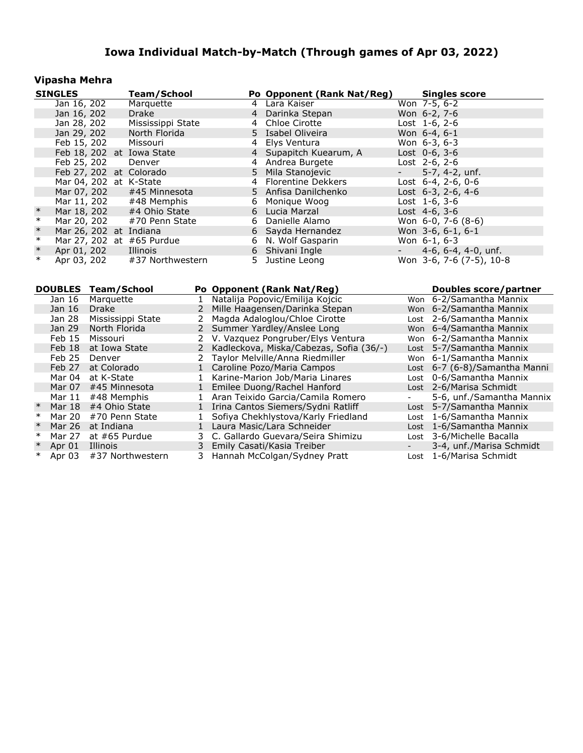# Iowa Individual Match-by-Match (Through games of Apr 03, 2022)

## Vipasha Mehra

| SINGLES | | Team/School | Po | Opponent (Rank Nat/Reg) | Singles score |
|---|---|---|---|---|---|
| | Jan 16, 202 | Marquette | 4 | Lara Kaiser | Won 7-5, 6-2 |
| | Jan 16, 202 | Drake | 4 | Darinka Stepan | Won 6-2, 7-6 |
| | Jan 28, 202 | Mississippi State | 4 | Chloe Cirotte | Lost 1-6, 2-6 |
| | Jan 29, 202 | North Florida | 5 | Isabel Oliveira | Won 6-4, 6-1 |
| | Feb 15, 202 | Missouri | 4 | Elys Ventura | Won 6-3, 6-3 |
| | Feb 18, 202 | at Iowa State | 4 | Supapitch Kuearum, A | Lost 0-6, 3-6 |
| | Feb 25, 202 | Denver | 4 | Andrea Burgete | Lost 2-6, 2-6 |
| | Feb 27, 202 | at Colorado | 5 | Mila Stanojevic | - 5-7, 4-2, unf. |
| | Mar 04, 202 | at K-State | 4 | Florentine Dekkers | Lost 6-4, 2-6, 0-6 |
| | Mar 07, 202 | #45 Minnesota | 5 | Anfisa Danilchenko | Lost 6-3, 2-6, 4-6 |
| | Mar 11, 202 | #48 Memphis | 6 | Monique Woog | Lost 1-6, 3-6 |
| * | Mar 18, 202 | #4 Ohio State | 6 | Lucia Marzal | Lost 4-6, 3-6 |
| * | Mar 20, 202 | #70 Penn State | 6 | Danielle Alamo | Won 6-0, 7-6 (8-6) |
| * | Mar 26, 202 | at Indiana | 6 | Sayda Hernandez | Won 3-6, 6-1, 6-1 |
| * | Mar 27, 202 | at #65 Purdue | 6 | N. Wolf Gasparin | Won 6-1, 6-3 |
| * | Apr 01, 202 | Illinois | 6 | Shivani Ingle | - 4-6, 6-4, 4-0, unf. |
| * | Apr 03, 202 | #37 Northwestern | 5 | Justine Leong | Won 3-6, 7-6 (7-5), 10-8 |

| DOUBLES | | Team/School | Po | Opponent (Rank Nat/Reg) | | Doubles score/partner |
|---|---|---|---|---|---|---|
| | Jan 16 | Marquette | 1 | Natalija Popovic/Emilija Kojcic | Won | 6-2/Samantha Mannix |
| | Jan 16 | Drake | 2 | Mille Haagensen/Darinka Stepan | Won | 6-2/Samantha Mannix |
| | Jan 28 | Mississippi State | 2 | Magda Adaloglou/Chloe Cirotte | Lost | 2-6/Samantha Mannix |
| | Jan 29 | North Florida | 2 | Summer Yardley/Anslee Long | Won | 6-4/Samantha Mannix |
| | Feb 15 | Missouri | 2 | V. Vazquez Pongruber/Elys Ventura | Won | 6-2/Samantha Mannix |
| | Feb 18 | at Iowa State | 2 | Kadleckova, Miska/Cabezas, Sofia (36/-) | Lost | 5-7/Samantha Mannix |
| | Feb 25 | Denver | 2 | Taylor Melville/Anna Riedmiller | Won | 6-1/Samantha Mannix |
| | Feb 27 | at Colorado | 1 | Caroline Pozo/Maria Campos | Lost | 6-7 (6-8)/Samantha Manni |
| | Mar 04 | at K-State | 1 | Karine-Marion Job/Maria Linares | Lost | 0-6/Samantha Mannix |
| | Mar 07 | #45 Minnesota | 1 | Emilee Duong/Rachel Hanford | Lost | 2-6/Marisa Schmidt |
| | Mar 11 | #48 Memphis | 1 | Aran Teixido Garcia/Camila Romero | - | 5-6, unf./Samantha Mannix |
| * | Mar 18 | #4 Ohio State | 1 | Irina Cantos Siemers/Sydni Ratliff | Lost | 5-7/Samantha Mannix |
| * | Mar 20 | #70 Penn State | 1 | Sofiya Chekhlystova/Karly Friedland | Lost | 1-6/Samantha Mannix |
| * | Mar 26 | at Indiana | 1 | Laura Masic/Lara Schneider | Lost | 1-6/Samantha Mannix |
| * | Mar 27 | at #65 Purdue | 3 | C. Gallardo Guevara/Seira Shimizu | Lost | 3-6/Michelle Bacalla |
| * | Apr 01 | Illinois | 3 | Emily Casati/Kasia Treiber | - | 3-4, unf./Marisa Schmidt |
| * | Apr 03 | #37 Northwestern | 3 | Hannah McColgan/Sydney Pratt | Lost | 1-6/Marisa Schmidt |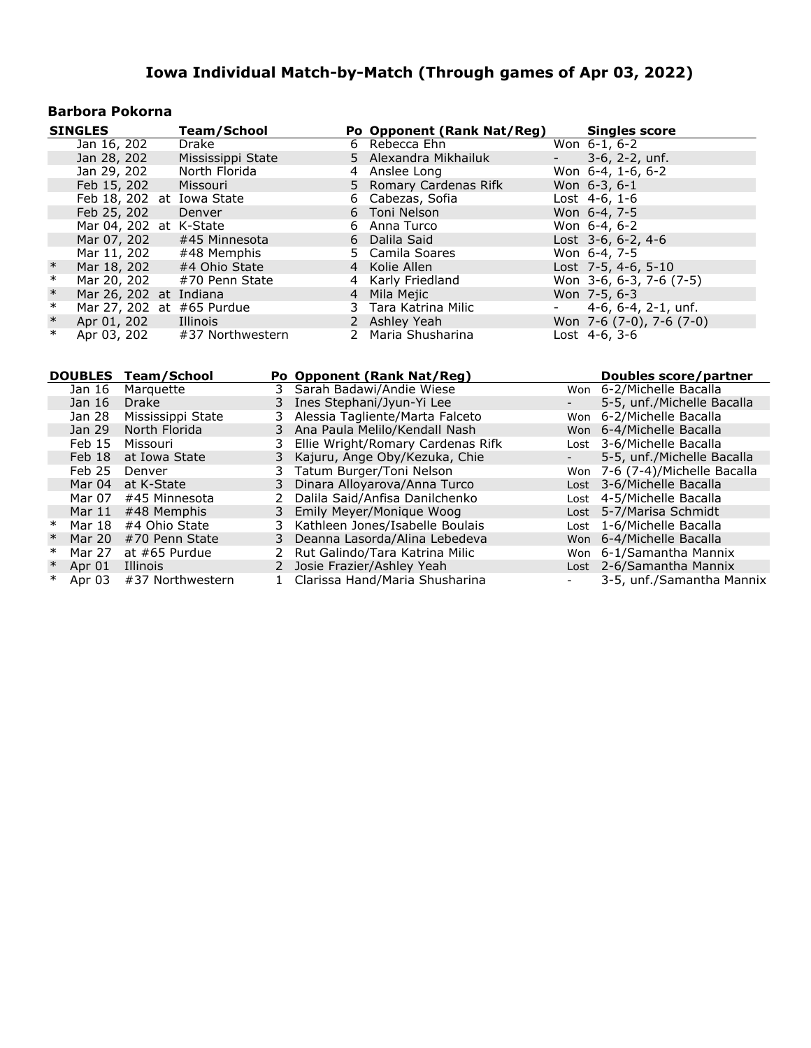# Iowa Individual Match-by-Match (Through games of Apr 03, 2022)

## Barbora Pokorna

| | SINGLES | Team/School | Po | Opponent (Rank Nat/Reg) | Singles score |
|---|---|---|---|---|---|
| | Jan 16, 202 | Drake | 6 | Rebecca Ehn | Won 6-1, 6-2 |
| | Jan 28, 202 | Mississippi State | 5 | Alexandra Mikhailuk | - 3-6, 2-2, unf. |
| | Jan 29, 202 | North Florida | 4 | Anslee Long | Won 6-4, 1-6, 6-2 |
| | Feb 15, 202 | Missouri | 5 | Romary Cardenas Rifk | Won 6-3, 6-1 |
| | Feb 18, 202 | at Iowa State | 6 | Cabezas, Sofia | Lost 4-6, 1-6 |
| | Feb 25, 202 | Denver | 6 | Toni Nelson | Won 6-4, 7-5 |
| | Mar 04, 202 | at K-State | 6 | Anna Turco | Won 6-4, 6-2 |
| | Mar 07, 202 | #45 Minnesota | 6 | Dalila Said | Lost 3-6, 6-2, 4-6 |
| | Mar 11, 202 | #48 Memphis | 5 | Camila Soares | Won 6-4, 7-5 |
| * | Mar 18, 202 | #4 Ohio State | 4 | Kolie Allen | Lost 7-5, 4-6, 5-10 |
| * | Mar 20, 202 | #70 Penn State | 4 | Karly Friedland | Won 3-6, 6-3, 7-6 (7-5) |
| * | Mar 26, 202 | at Indiana | 4 | Mila Mejic | Won 7-5, 6-3 |
| * | Mar 27, 202 | at #65 Purdue | 3 | Tara Katrina Milic | - 4-6, 6-4, 2-1, unf. |
| * | Apr 01, 202 | Illinois | 2 | Ashley Yeah | Won 7-6 (7-0), 7-6 (7-0) |
| * | Apr 03, 202 | #37 Northwestern | 2 | Maria Shusharina | Lost 4-6, 3-6 |

| | DOUBLES | Team/School | Po | Opponent (Rank Nat/Reg) | | Doubles score/partner |
|---|---|---|---|---|---|---|
| | Jan 16 | Marquette | 3 | Sarah Badawi/Andie Wiese | Won | 6-2/Michelle Bacalla |
| | Jan 16 | Drake | 3 | Ines Stephani/Jyun-Yi Lee | - | 5-5, unf./Michelle Bacalla |
| | Jan 28 | Mississippi State | 3 | Alessia Tagliente/Marta Falceto | Won | 6-2/Michelle Bacalla |
| | Jan 29 | North Florida | 3 | Ana Paula Melilo/Kendall Nash | Won | 6-4/Michelle Bacalla |
| | Feb 15 | Missouri | 3 | Ellie Wright/Romary Cardenas Rifk | Lost | 3-6/Michelle Bacalla |
| | Feb 18 | at Iowa State | 3 | Kajuru, Ange Oby/Kezuka, Chie | - | 5-5, unf./Michelle Bacalla |
| | Feb 25 | Denver | 3 | Tatum Burger/Toni Nelson | Won | 7-6 (7-4)/Michelle Bacalla |
| | Mar 04 | at K-State | 3 | Dinara Alloyarova/Anna Turco | Lost | 3-6/Michelle Bacalla |
| | Mar 07 | #45 Minnesota | 2 | Dalila Said/Anfisa Danilchenko | Lost | 4-5/Michelle Bacalla |
| | Mar 11 | #48 Memphis | 3 | Emily Meyer/Monique Woog | Lost | 5-7/Marisa Schmidt |
| * | Mar 18 | #4 Ohio State | 3 | Kathleen Jones/Isabelle Boulais | Lost | 1-6/Michelle Bacalla |
| * | Mar 20 | #70 Penn State | 3 | Deanna Lasorda/Alina Lebedeva | Won | 6-4/Michelle Bacalla |
| * | Mar 27 | at #65 Purdue | 2 | Rut Galindo/Tara Katrina Milic | Won | 6-1/Samantha Mannix |
| * | Apr 01 | Illinois | 2 | Josie Frazier/Ashley Yeah | Lost | 2-6/Samantha Mannix |
| * | Apr 03 | #37 Northwestern | 1 | Clarissa Hand/Maria Shusharina | - | 3-5, unf./Samantha Mannix |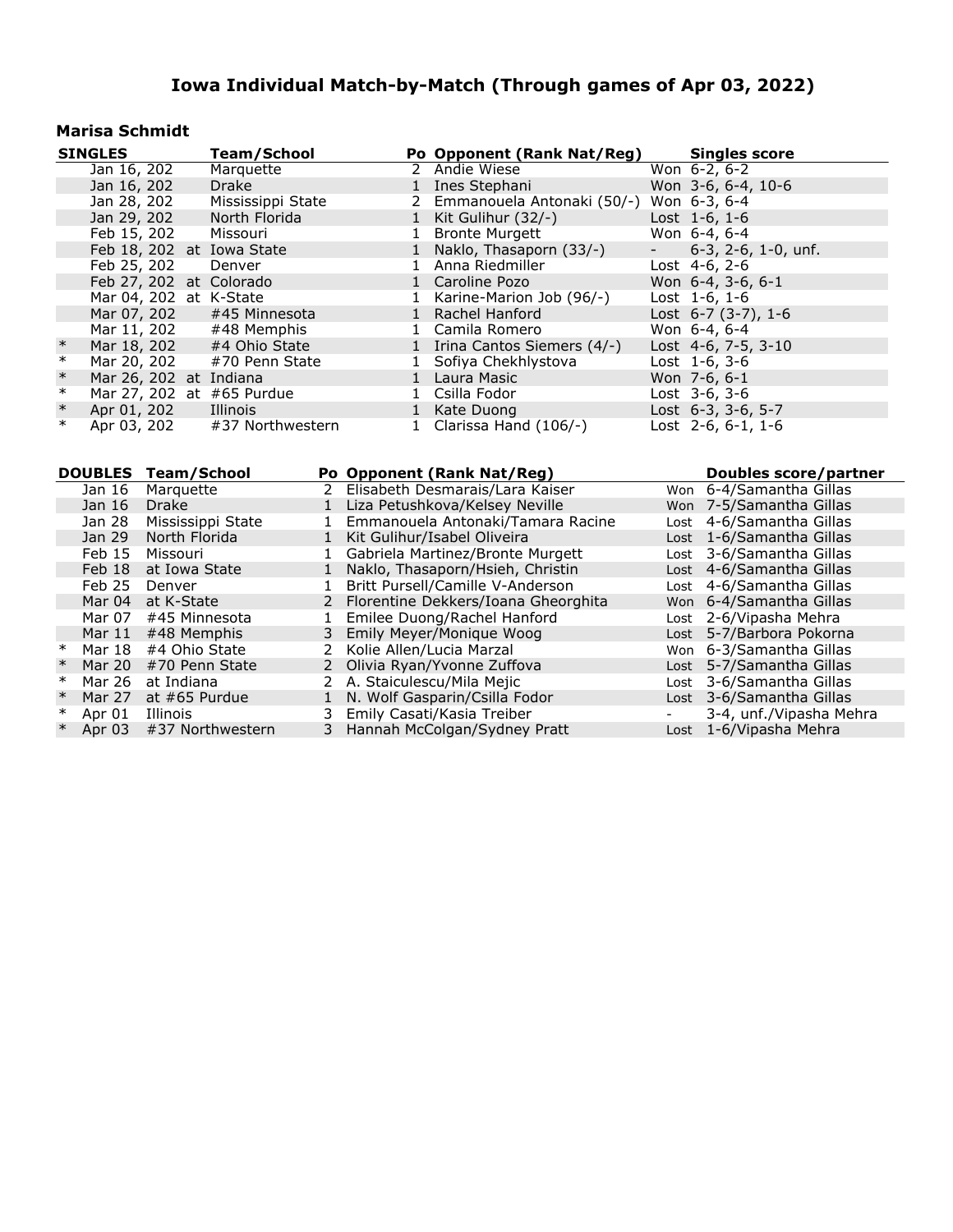# Iowa Individual Match-by-Match (Through games of Apr 03, 2022)

## Marisa Schmidt

| | SINGLES | Team/School | Po | Opponent (Rank Nat/Reg) | Singles score |
|---|---|---|---|---|---|
| | Jan 16, 202 | Marquette | 2 | Andie Wiese | Won 6-2, 6-2 |
| | Jan 16, 202 | Drake | 1 | Ines Stephani | Won 3-6, 6-4, 10-6 |
| | Jan 28, 202 | Mississippi State | 2 | Emmanouela Antonaki (50/-) | Won 6-3, 6-4 |
| | Jan 29, 202 | North Florida | 1 | Kit Gulihur (32/-) | Lost 1-6, 1-6 |
| | Feb 15, 202 | Missouri | 1 | Bronte Murgett | Won 6-4, 6-4 |
| | Feb 18, 202 | at Iowa State | 1 | Naklo, Thasaporn (33/-) | - 6-3, 2-6, 1-0, unf. |
| | Feb 25, 202 | Denver | 1 | Anna Riedmiller | Lost 4-6, 2-6 |
| | Feb 27, 202 | at Colorado | 1 | Caroline Pozo | Won 6-4, 3-6, 6-1 |
| | Mar 04, 202 | at K-State | 1 | Karine-Marion Job (96/-) | Lost 1-6, 1-6 |
| | Mar 07, 202 | #45 Minnesota | 1 | Rachel Hanford | Lost 6-7 (3-7), 1-6 |
| | Mar 11, 202 | #48 Memphis | 1 | Camila Romero | Won 6-4, 6-4 |
| * | Mar 18, 202 | #4 Ohio State | 1 | Irina Cantos Siemers (4/-) | Lost 4-6, 7-5, 3-10 |
| * | Mar 20, 202 | #70 Penn State | 1 | Sofiya Chekhlystova | Lost 1-6, 3-6 |
| * | Mar 26, 202 | at Indiana | 1 | Laura Masic | Won 7-6, 6-1 |
| * | Mar 27, 202 | at #65 Purdue | 1 | Csilla Fodor | Lost 3-6, 3-6 |
| * | Apr 01, 202 | Illinois | 1 | Kate Duong | Lost 6-3, 3-6, 5-7 |
| * | Apr 03, 202 | #37 Northwestern | 1 | Clarissa Hand (106/-) | Lost 2-6, 6-1, 1-6 |

| | DOUBLES | Team/School | Po | Opponent (Rank Nat/Reg) | | Doubles score/partner |
|---|---|---|---|---|---|---|
| | Jan 16 | Marquette | 2 | Elisabeth Desmarais/Lara Kaiser | Won | 6-4/Samantha Gillas |
| | Jan 16 | Drake | 1 | Liza Petushkova/Kelsey Neville | Won | 7-5/Samantha Gillas |
| | Jan 28 | Mississippi State | 1 | Emmanouela Antonaki/Tamara Racine | Lost | 4-6/Samantha Gillas |
| | Jan 29 | North Florida | 1 | Kit Gulihur/Isabel Oliveira | Lost | 1-6/Samantha Gillas |
| | Feb 15 | Missouri | 1 | Gabriela Martinez/Bronte Murgett | Lost | 3-6/Samantha Gillas |
| | Feb 18 | at Iowa State | 1 | Naklo, Thasaporn/Hsieh, Christin | Lost | 4-6/Samantha Gillas |
| | Feb 25 | Denver | 1 | Britt Pursell/Camille V-Anderson | Lost | 4-6/Samantha Gillas |
| | Mar 04 | at K-State | 2 | Florentine Dekkers/Ioana Gheorghita | Won | 6-4/Samantha Gillas |
| | Mar 07 | #45 Minnesota | 1 | Emilee Duong/Rachel Hanford | Lost | 2-6/Vipasha Mehra |
| | Mar 11 | #48 Memphis | 3 | Emily Meyer/Monique Woog | Lost | 5-7/Barbora Pokorna |
| * | Mar 18 | #4 Ohio State | 2 | Kolie Allen/Lucia Marzal | Won | 6-3/Samantha Gillas |
| * | Mar 20 | #70 Penn State | 2 | Olivia Ryan/Yvonne Zuffova | Lost | 5-7/Samantha Gillas |
| * | Mar 26 | at Indiana | 2 | A. Staiculescu/Mila Mejic | Lost | 3-6/Samantha Gillas |
| * | Mar 27 | at #65 Purdue | 1 | N. Wolf Gasparin/Csilla Fodor | Lost | 3-6/Samantha Gillas |
| * | Apr 01 | Illinois | 3 | Emily Casati/Kasia Treiber | - | 3-4, unf./Vipasha Mehra |
| * | Apr 03 | #37 Northwestern | 3 | Hannah McColgan/Sydney Pratt | Lost | 1-6/Vipasha Mehra |